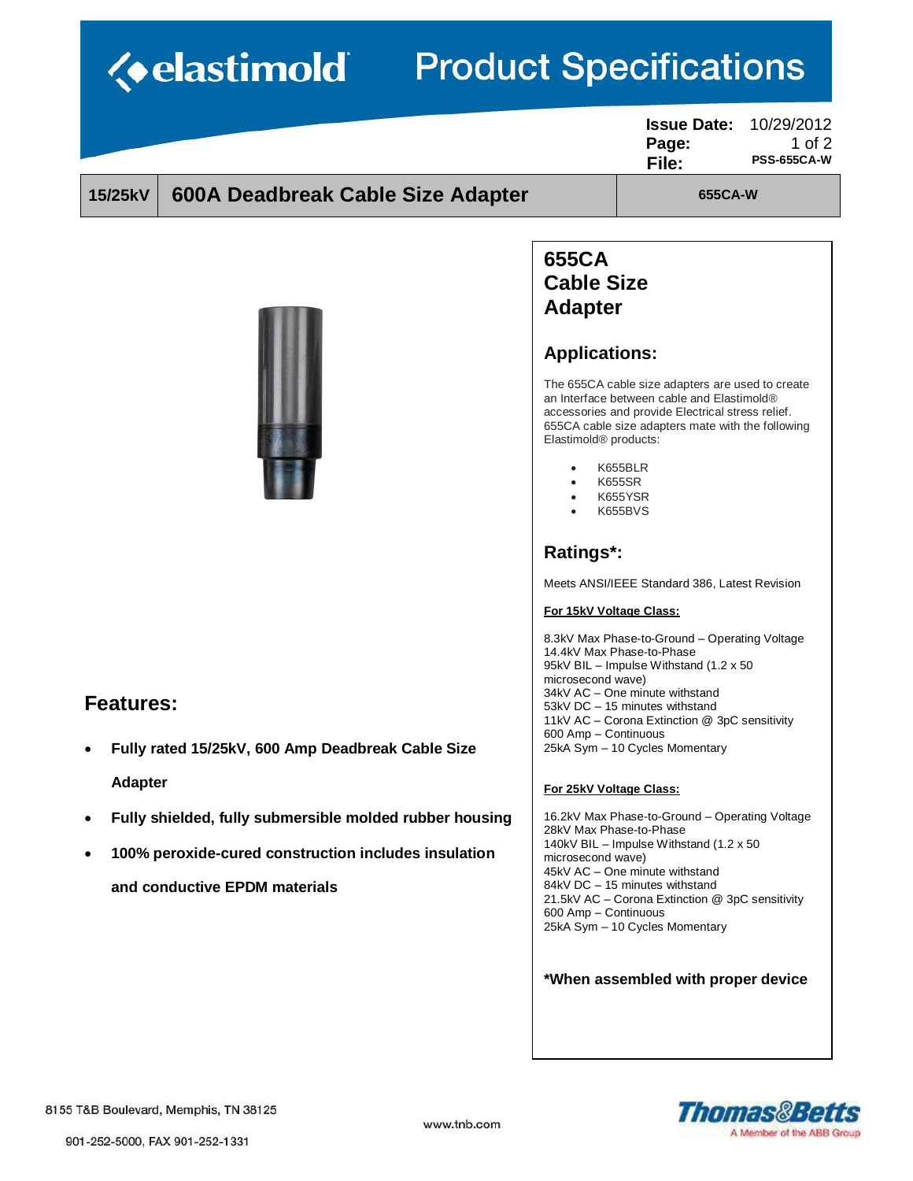# Product Specifications

**Issue Date:** 10/29/2012
**File:** PSS-655CA-W

| 15/25kV | 600A Deadbreak Cable Size Adapter | 655CA-W |
|---|---|---|

## Features:

- **Fully rated 15/25kV, 600 Amp Deadbreak Cable Size Adapter**
- **Fully shielded, fully submersible molded rubber housing**
- **100% peroxide-cured construction includes insulation and conductive EPDM materials**

## 655CA Cable Size Adapter

### Applications:

The 655CA cable size adapters are used to create an Interface between cable and Elastimold® accessories and provide Electrical stress relief. 655CA cable size adapters mate with the following Elastimold® products:

- K655BLR
- K655SR
- K655YSR
- K655BVS

### Ratings*:

Meets ANSI/IEEE Standard 386, Latest Revision

**For 15kV Voltage Class:**

8.3kV Max Phase-to-Ground – Operating Voltage
14.4kV Max Phase-to-Phase
95kV BIL – Impulse Withstand (1.2 x 50 microsecond wave)
34kV AC – One minute withstand
53kV DC – 15 minutes withstand
11kV AC – Corona Extinction @ 3pC sensitivity
600 Amp – Continuous
25kA Sym – 10 Cycles Momentary

**For 25kV Voltage Class:**

16.2kV Max Phase-to-Ground – Operating Voltage
28kV Max Phase-to-Phase
140kV BIL – Impulse Withstand (1.2 x 50 microsecond wave)
45kV AC – One minute withstand
84kV DC – 15 minutes withstand
21.5kV AC – Corona Extinction @ 3pC sensitivity
600 Amp – Continuous
25kA Sym – 10 Cycles Momentary

**\*When assembled with proper device**

8155 T&B Boulevard, Memphis, TN 38125
901-252-5000, FAX 901-252-1331
www.tnb.com
Thomas&Betts — A Member of the ABB Group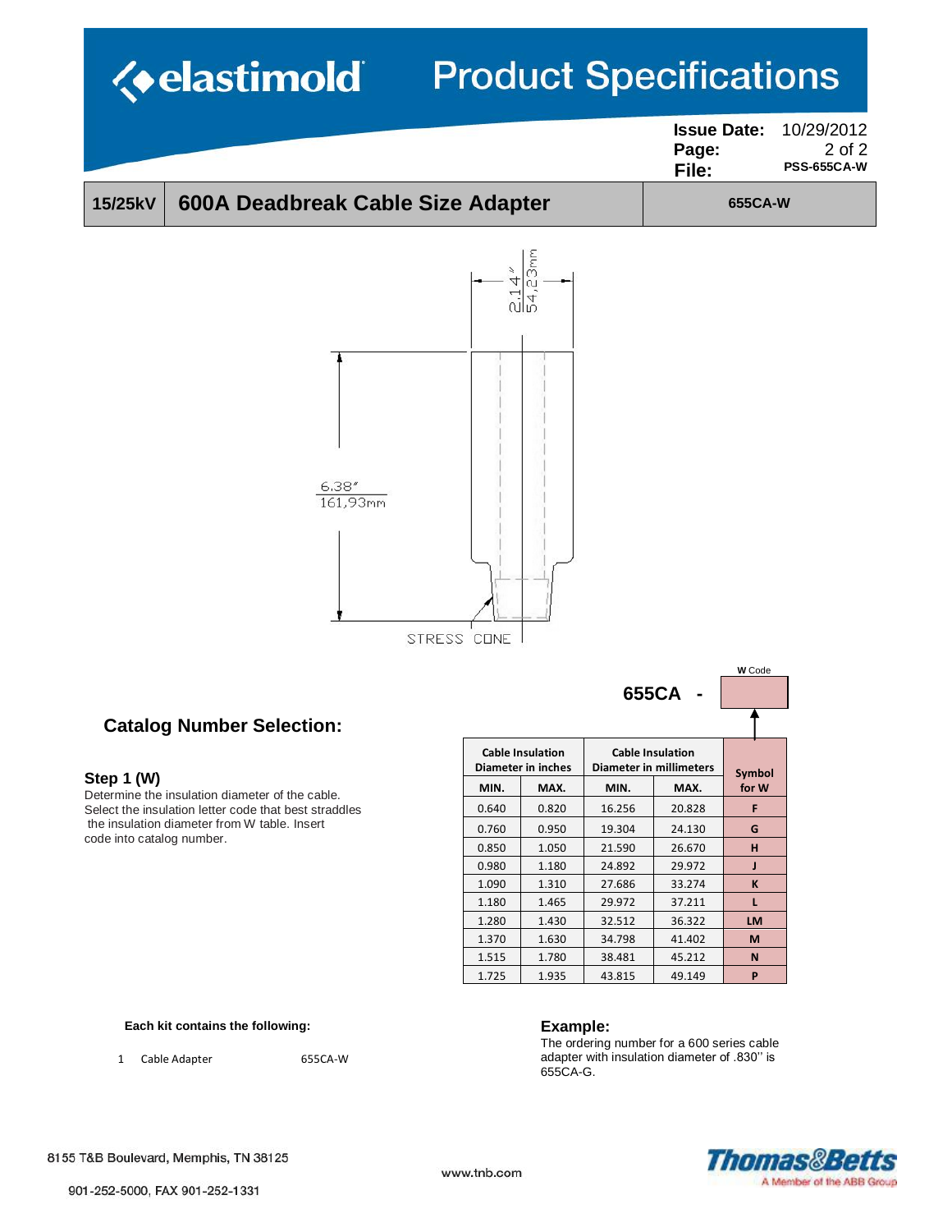# elastimold Product Specifications

**Issue Date:** 10/29/2012
**File:** PSS-655CA-W

## 15/25kV 600A Deadbreak Cable Size Adapter — 655CA-W

2.14″
54,23mm

6.38″
161,93mm

STRESS CONE

## Catalog Number Selection:

655CA - [W Code]

### Step 1 (W)

Determine the insulation diameter of the cable.
Select the insulation letter code that best straddles the insulation diameter from W table. Insert code into catalog number.

| Cable Insulation Diameter in inches | | Cable Insulation Diameter in millimeters | | Symbol for W |
|---|---|---|---|---|
| MIN. | MAX. | MIN. | MAX. | |
| 0.640 | 0.820 | 16.256 | 20.828 | F |
| 0.760 | 0.950 | 19.304 | 24.130 | G |
| 0.850 | 1.050 | 21.590 | 26.670 | H |
| 0.980 | 1.180 | 24.892 | 29.972 | J |
| 1.090 | 1.310 | 27.686 | 33.274 | K |
| 1.180 | 1.465 | 29.972 | 37.211 | L |
| 1.280 | 1.430 | 32.512 | 36.322 | LM |
| 1.370 | 1.630 | 34.798 | 41.402 | M |
| 1.515 | 1.780 | 38.481 | 45.212 | N |
| 1.725 | 1.935 | 43.815 | 49.149 | P |

**Each kit contains the following:**

| | | |
|---|---|---|
| 1 | Cable Adapter | 655CA-W |

### Example:

The ordering number for a 600 series cable adapter with insulation diameter of .830'' is 655CA-G.

8155 T&B Boulevard, Memphis, TN 38125
901-252-5000, FAX 901-252-1331
www.tnb.com
Thomas&Betts — A Member of the ABB Group